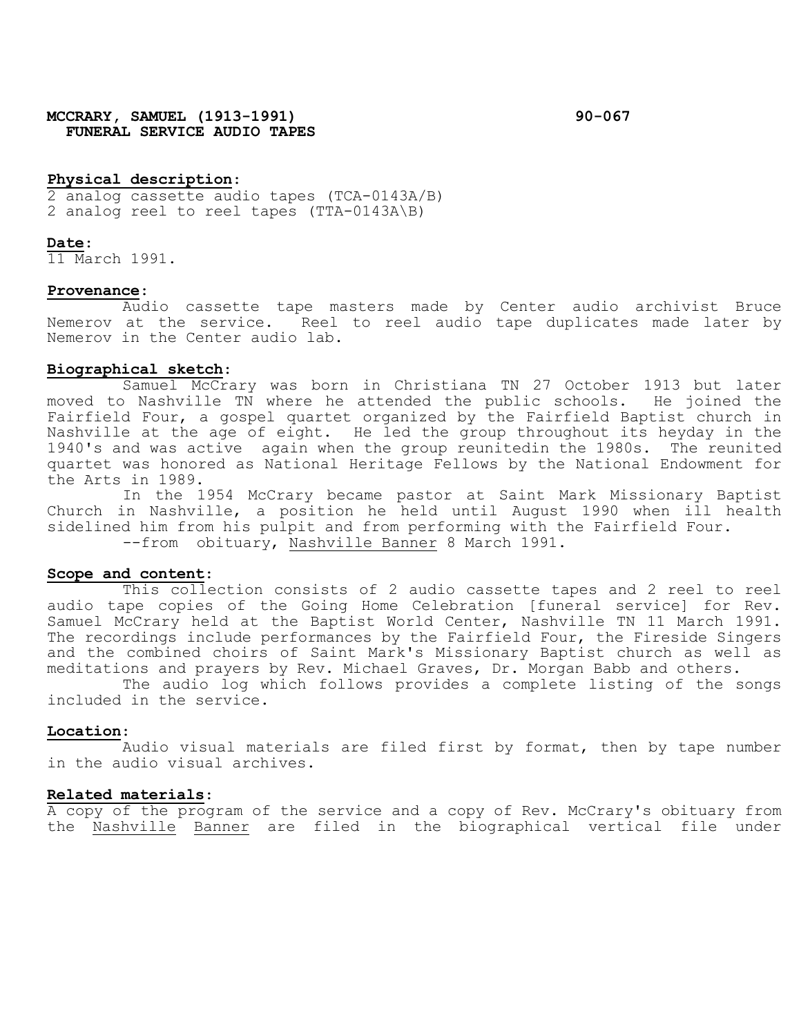**MCCRARY, SAMUEL (1913-1991)** **90-067**
**FUNERAL SERVICE AUDIO TAPES**

**Physical description:**
2 analog cassette audio tapes (TCA-0143A/B)
2 analog reel to reel tapes (TTA-0143A\B)

**Date:**
11 March 1991.

**Provenance:**

Audio cassette tape masters made by Center audio archivist Bruce Nemerov at the service. Reel to reel audio tape duplicates made later by Nemerov in the Center audio lab.

**Biographical sketch:**

Samuel McCrary was born in Christiana TN 27 October 1913 but later moved to Nashville TN where he attended the public schools. He joined the Fairfield Four, a gospel quartet organized by the Fairfield Baptist church in Nashville at the age of eight. He led the group throughout its heyday in the 1940's and was active again when the group reunitedin the 1980s. The reunited quartet was honored as National Heritage Fellows by the National Endowment for the Arts in 1989.

In the 1954 McCrary became pastor at Saint Mark Missionary Baptist Church in Nashville, a position he held until August 1990 when ill health sidelined him from his pulpit and from performing with the Fairfield Four.

--from obituary, Nashville Banner 8 March 1991.

**Scope and content:**

This collection consists of 2 audio cassette tapes and 2 reel to reel audio tape copies of the Going Home Celebration [funeral service] for Rev. Samuel McCrary held at the Baptist World Center, Nashville TN 11 March 1991. The recordings include performances by the Fairfield Four, the Fireside Singers and the combined choirs of Saint Mark's Missionary Baptist church as well as meditations and prayers by Rev. Michael Graves, Dr. Morgan Babb and others.

The audio log which follows provides a complete listing of the songs included in the service.

**Location:**

Audio visual materials are filed first by format, then by tape number in the audio visual archives.

**Related materials:**
A copy of the program of the service and a copy of Rev. McCrary's obituary from the Nashville Banner are filed in the biographical vertical file under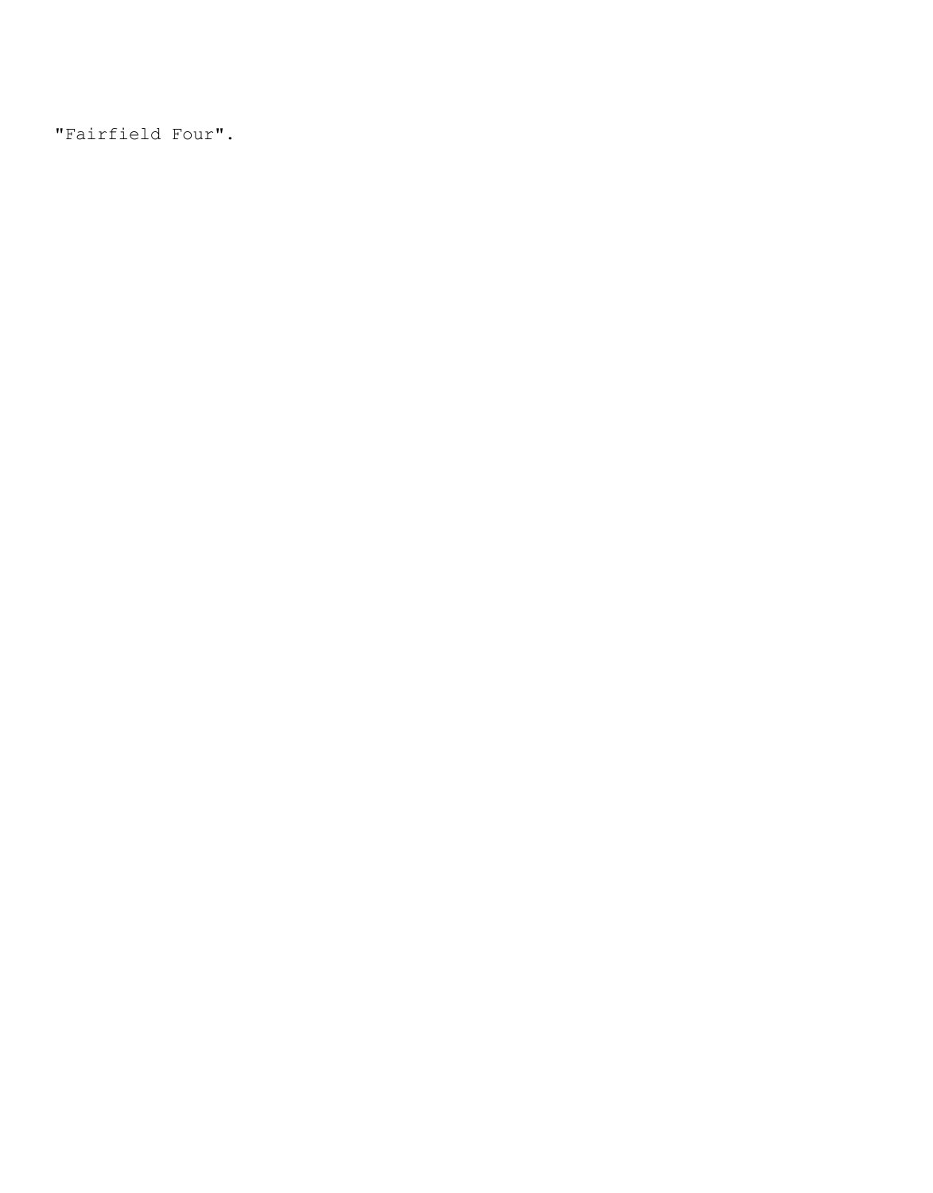"Fairfield Four".